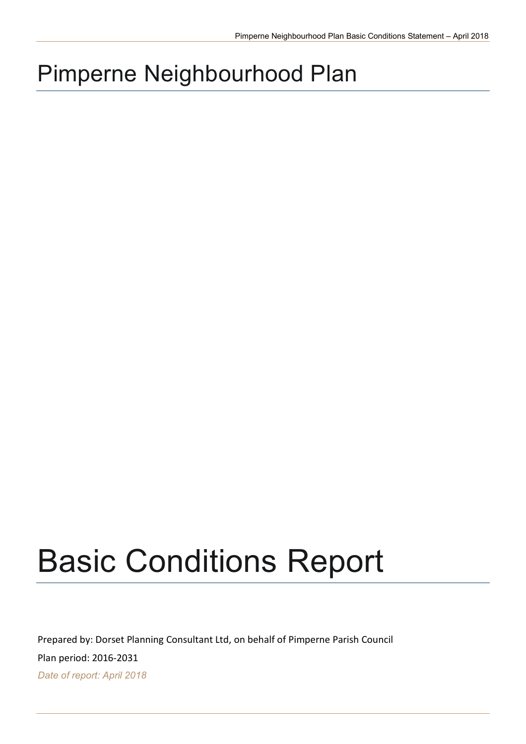# Pimperne Neighbourhood Plan

# Basic Conditions Report

Prepared by: Dorset Planning Consultant Ltd, on behalf of Pimperne Parish Council

Plan period: 2016-2031

*Date of report: April 2018*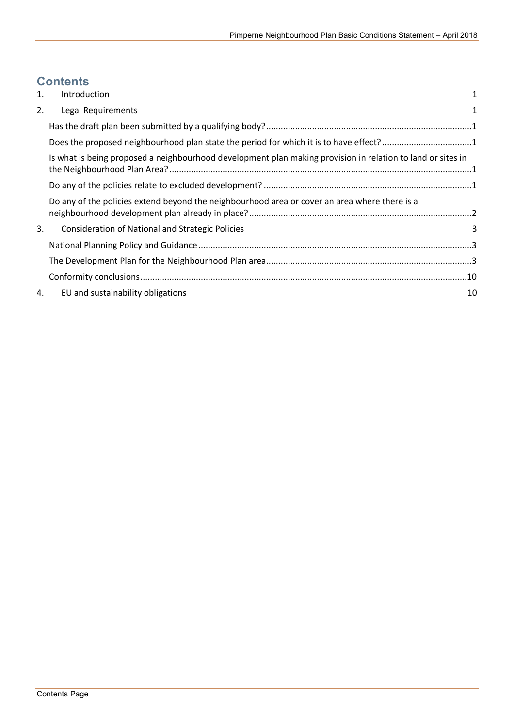# Contents

1. Introduction 1
2. Legal Requirements 1
   - Has the draft plan been submitted by a qualifying body? 1
   - Does the proposed neighbourhood plan state the period for which it is to have effect? 1
   - Is what is being proposed a neighbourhood development plan making provision in relation to land or sites in the Neighbourhood Plan Area? 1
   - Do any of the policies relate to excluded development? 1
   - Do any of the policies extend beyond the neighbourhood area or cover an area where there is a neighbourhood development plan already in place? 2
3. Consideration of National and Strategic Policies 3
   - National Planning Policy and Guidance 3
   - The Development Plan for the Neighbourhood Plan area 3
   - Conformity conclusions 10
4. EU and sustainability obligations 10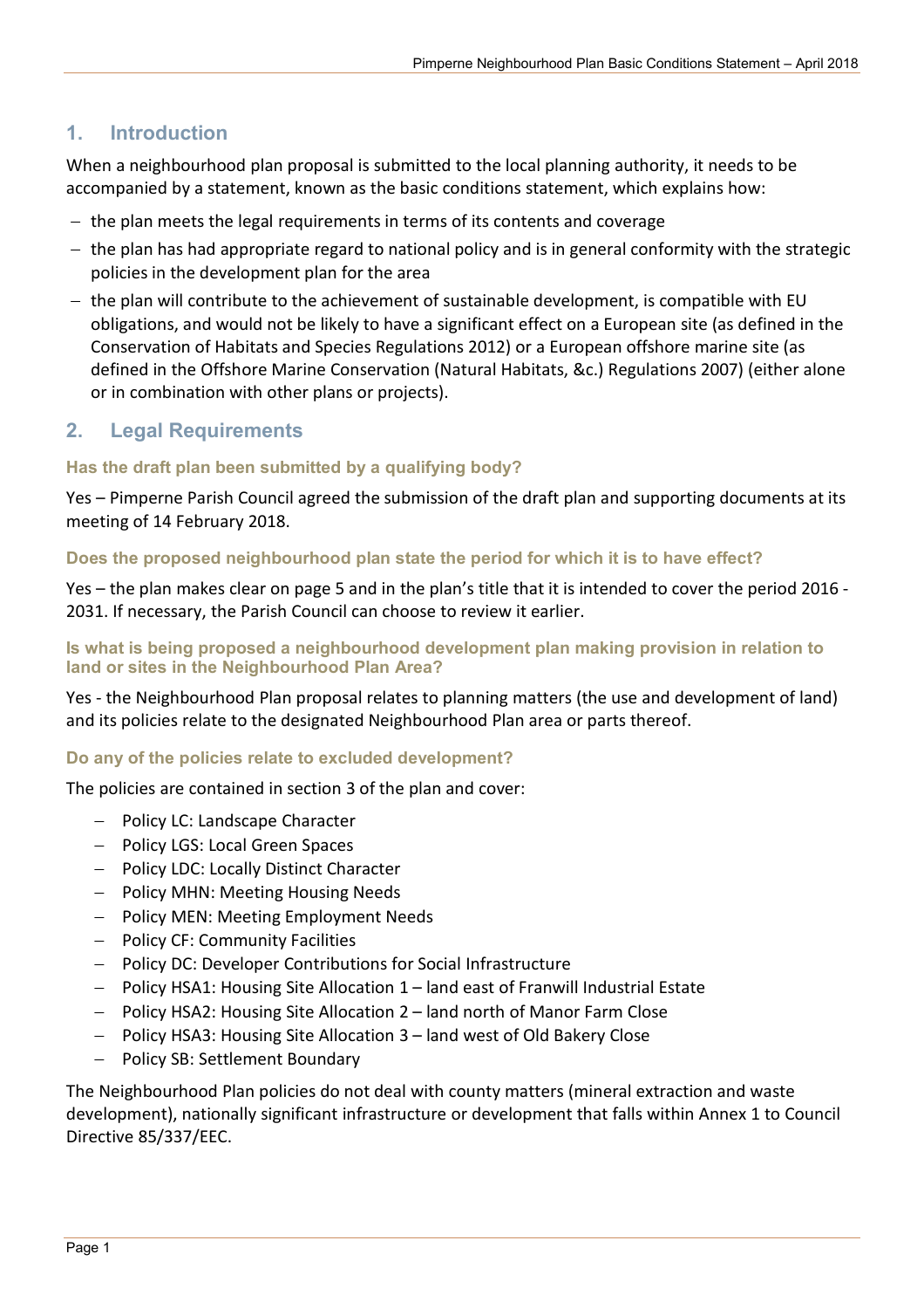## 1. Introduction

When a neighbourhood plan proposal is submitted to the local planning authority, it needs to be accompanied by a statement, known as the basic conditions statement, which explains how:

- the plan meets the legal requirements in terms of its contents and coverage
- the plan has had appropriate regard to national policy and is in general conformity with the strategic policies in the development plan for the area
- the plan will contribute to the achievement of sustainable development, is compatible with EU obligations, and would not be likely to have a significant effect on a European site (as defined in the Conservation of Habitats and Species Regulations 2012) or a European offshore marine site (as defined in the Offshore Marine Conservation (Natural Habitats, &c.) Regulations 2007) (either alone or in combination with other plans or projects).

## 2. Legal Requirements

### Has the draft plan been submitted by a qualifying body?

Yes – Pimperne Parish Council agreed the submission of the draft plan and supporting documents at its meeting of 14 February 2018.

### Does the proposed neighbourhood plan state the period for which it is to have effect?

Yes – the plan makes clear on page 5 and in the plan's title that it is intended to cover the period 2016 - 2031. If necessary, the Parish Council can choose to review it earlier.

### Is what is being proposed a neighbourhood development plan making provision in relation to land or sites in the Neighbourhood Plan Area?

Yes - the Neighbourhood Plan proposal relates to planning matters (the use and development of land) and its policies relate to the designated Neighbourhood Plan area or parts thereof.

### Do any of the policies relate to excluded development?

The policies are contained in section 3 of the plan and cover:

- Policy LC: Landscape Character
- Policy LGS: Local Green Spaces
- Policy LDC: Locally Distinct Character
- Policy MHN: Meeting Housing Needs
- Policy MEN: Meeting Employment Needs
- Policy CF: Community Facilities
- Policy DC: Developer Contributions for Social Infrastructure
- Policy HSA1: Housing Site Allocation 1 – land east of Franwill Industrial Estate
- Policy HSA2: Housing Site Allocation 2 – land north of Manor Farm Close
- Policy HSA3: Housing Site Allocation 3 – land west of Old Bakery Close
- Policy SB: Settlement Boundary

The Neighbourhood Plan policies do not deal with county matters (mineral extraction and waste development), nationally significant infrastructure or development that falls within Annex 1 to Council Directive 85/337/EEC.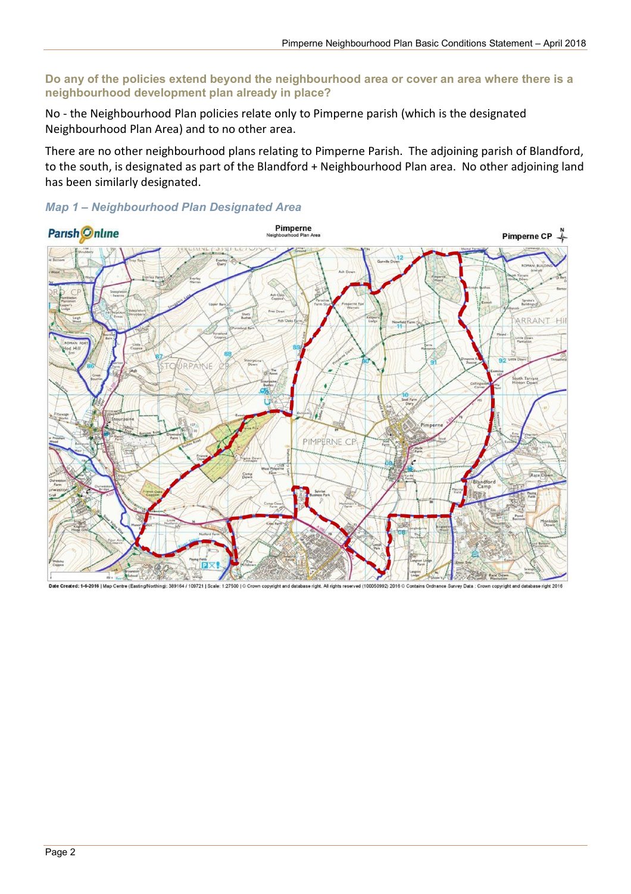### Do any of the policies extend beyond the neighbourhood area or cover an area where there is a neighbourhood development plan already in place?

No - the Neighbourhood Plan policies relate only to Pimperne parish (which is the designated Neighbourhood Plan Area) and to no other area.

There are no other neighbourhood plans relating to Pimperne Parish. The adjoining parish of Blandford, to the south, is designated as part of the Blandford + Neighbourhood Plan area. No other adjoining land has been similarly designated.

*Map 1 – Neighbourhood Plan Designated Area*

Parish Online

Pimperne
Neighbourhood Plan Area

Pimperne CP

N

Date Created: 1-6-2016 | Map Centre (Easting/Northing): 389164 / 109721 | Scale: 1:27500 | © Crown copyright and database right. All rights reserved (100050992) 2016 © Contains Ordnance Survey Data : Crown copyright and database right 2016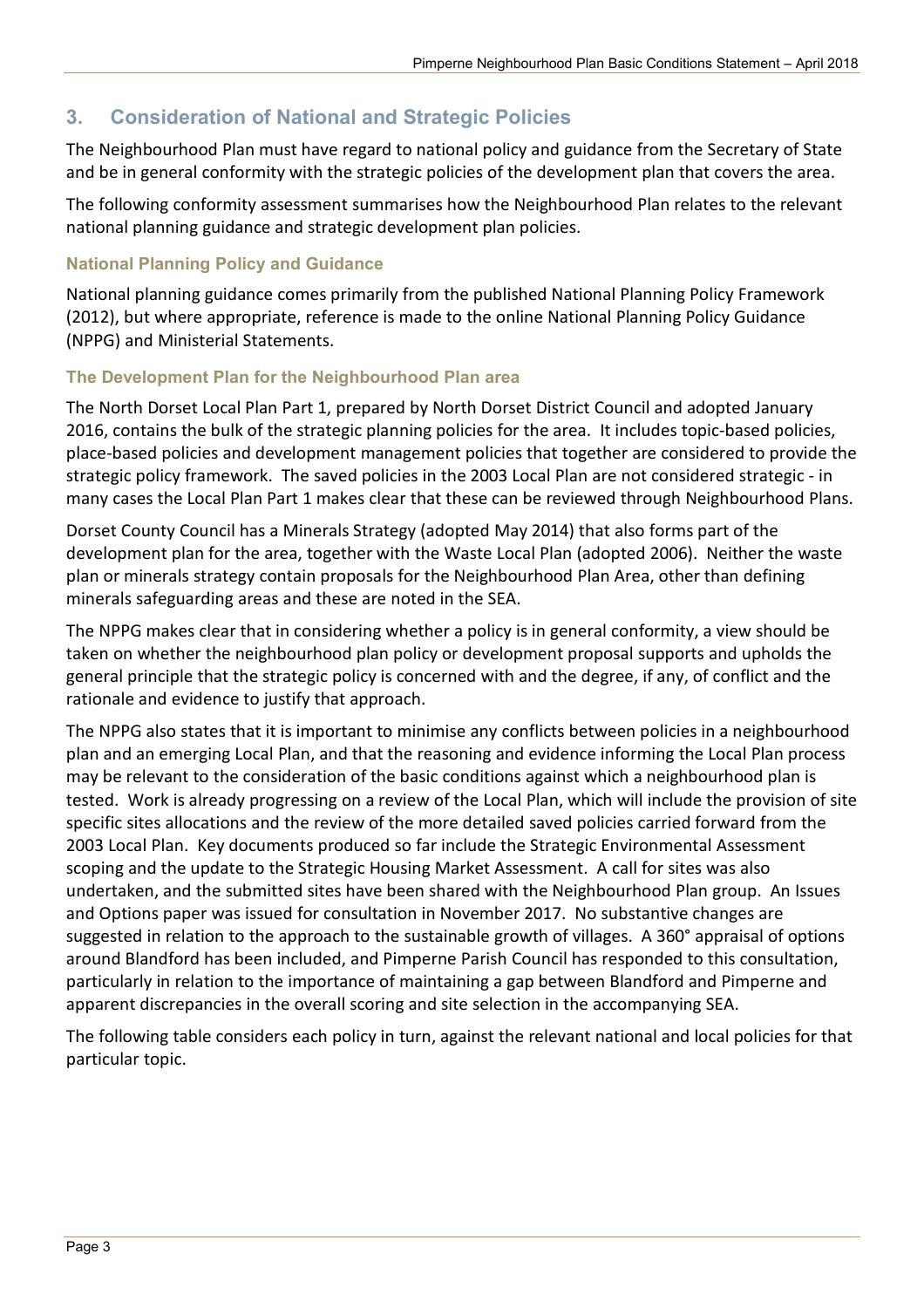## 3. Consideration of National and Strategic Policies

The Neighbourhood Plan must have regard to national policy and guidance from the Secretary of State and be in general conformity with the strategic policies of the development plan that covers the area.

The following conformity assessment summarises how the Neighbourhood Plan relates to the relevant national planning guidance and strategic development plan policies.

### National Planning Policy and Guidance

National planning guidance comes primarily from the published National Planning Policy Framework (2012), but where appropriate, reference is made to the online National Planning Policy Guidance (NPPG) and Ministerial Statements.

### The Development Plan for the Neighbourhood Plan area

The North Dorset Local Plan Part 1, prepared by North Dorset District Council and adopted January 2016, contains the bulk of the strategic planning policies for the area. It includes topic-based policies, place-based policies and development management policies that together are considered to provide the strategic policy framework. The saved policies in the 2003 Local Plan are not considered strategic - in many cases the Local Plan Part 1 makes clear that these can be reviewed through Neighbourhood Plans.

Dorset County Council has a Minerals Strategy (adopted May 2014) that also forms part of the development plan for the area, together with the Waste Local Plan (adopted 2006). Neither the waste plan or minerals strategy contain proposals for the Neighbourhood Plan Area, other than defining minerals safeguarding areas and these are noted in the SEA.

The NPPG makes clear that in considering whether a policy is in general conformity, a view should be taken on whether the neighbourhood plan policy or development proposal supports and upholds the general principle that the strategic policy is concerned with and the degree, if any, of conflict and the rationale and evidence to justify that approach.

The NPPG also states that it is important to minimise any conflicts between policies in a neighbourhood plan and an emerging Local Plan, and that the reasoning and evidence informing the Local Plan process may be relevant to the consideration of the basic conditions against which a neighbourhood plan is tested. Work is already progressing on a review of the Local Plan, which will include the provision of site specific sites allocations and the review of the more detailed saved policies carried forward from the 2003 Local Plan. Key documents produced so far include the Strategic Environmental Assessment scoping and the update to the Strategic Housing Market Assessment. A call for sites was also undertaken, and the submitted sites have been shared with the Neighbourhood Plan group. An Issues and Options paper was issued for consultation in November 2017. No substantive changes are suggested in relation to the approach to the sustainable growth of villages. A 360° appraisal of options around Blandford has been included, and Pimperne Parish Council has responded to this consultation, particularly in relation to the importance of maintaining a gap between Blandford and Pimperne and apparent discrepancies in the overall scoring and site selection in the accompanying SEA.

The following table considers each policy in turn, against the relevant national and local policies for that particular topic.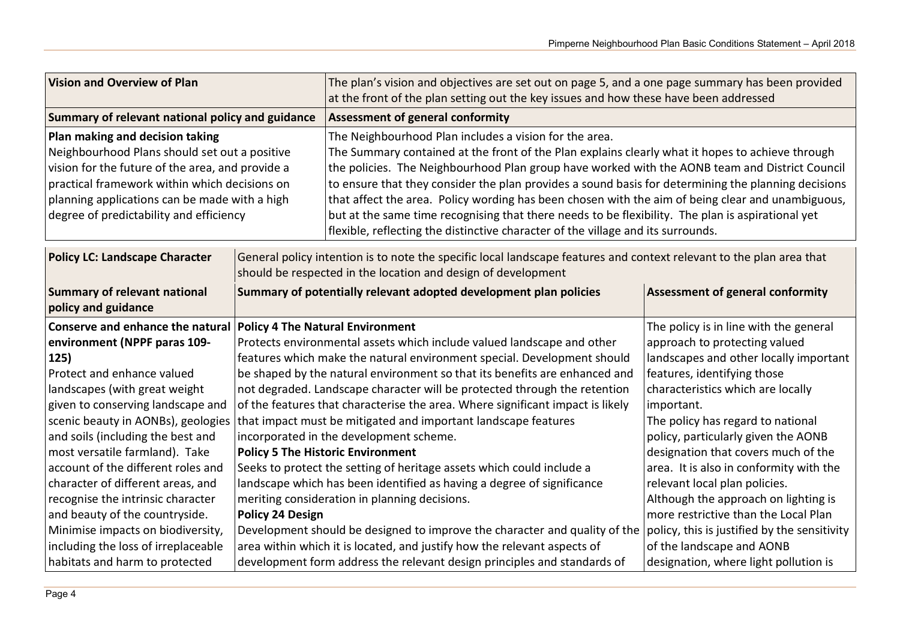| Vision and Overview of Plan | The plan's vision and objectives are set out on page 5, and a one page summary has been provided at the front of the plan setting out the key issues and how these have been addressed |
|---|---|
| **Summary of relevant national policy and guidance** | **Assessment of general conformity** |
| **Plan making and decision taking**<br>Neighbourhood Plans should set out a positive vision for the future of the area, and provide a practical framework within which decisions on planning applications can be made with a high degree of predictability and efficiency | The Neighbourhood Plan includes a vision for the area.<br>The Summary contained at the front of the Plan explains clearly what it hopes to achieve through the policies. The Neighbourhood Plan group have worked with the AONB team and District Council to ensure that they consider the plan provides a sound basis for determining the planning decisions that affect the area. Policy wording has been chosen with the aim of being clear and unambiguous, but at the same time recognising that there needs to be flexibility. The plan is aspirational yet flexible, reflecting the distinctive character of the village and its surrounds. |

| Policy LC: Landscape Character | General policy intention is to note the specific local landscape features and context relevant to the plan area that should be respected in the location and design of development | |
|---|---|---|
| **Summary of relevant national policy and guidance** | **Summary of potentially relevant adopted development plan policies** | **Assessment of general conformity** |
| **Conserve and enhance the natural environment (NPPF paras 109-125)**<br>Protect and enhance valued landscapes (with great weight given to conserving landscape and scenic beauty in AONBs), geologies and soils (including the best and most versatile farmland). Take account of the different roles and character of different areas, and recognise the intrinsic character and beauty of the countryside.<br>Minimise impacts on biodiversity, including the loss of irreplaceable habitats and harm to protected | **Policy 4 The Natural Environment**<br>Protects environmental assets which include valued landscape and other features which make the natural environment special. Development should be shaped by the natural environment so that its benefits are enhanced and not degraded. Landscape character will be protected through the retention of the features that characterise the area. Where significant impact is likely that impact must be mitigated and important landscape features incorporated in the development scheme.<br>**Policy 5 The Historic Environment**<br>Seeks to protect the setting of heritage assets which could include a landscape which has been identified as having a degree of significance meriting consideration in planning decisions.<br>**Policy 24 Design**<br>Development should be designed to improve the character and quality of the area within which it is located, and justify how the relevant aspects of development form address the relevant design principles and standards of | The policy is in line with the general approach to protecting valued landscapes and other locally important features, identifying those characteristics which are locally important.<br>The policy has regard to national policy, particularly given the AONB designation that covers much of the area. It is also in conformity with the relevant local plan policies.<br>Although the approach on lighting is more restrictive than the Local Plan policy, this is justified by the sensitivity of the landscape and AONB designation, where light pollution is |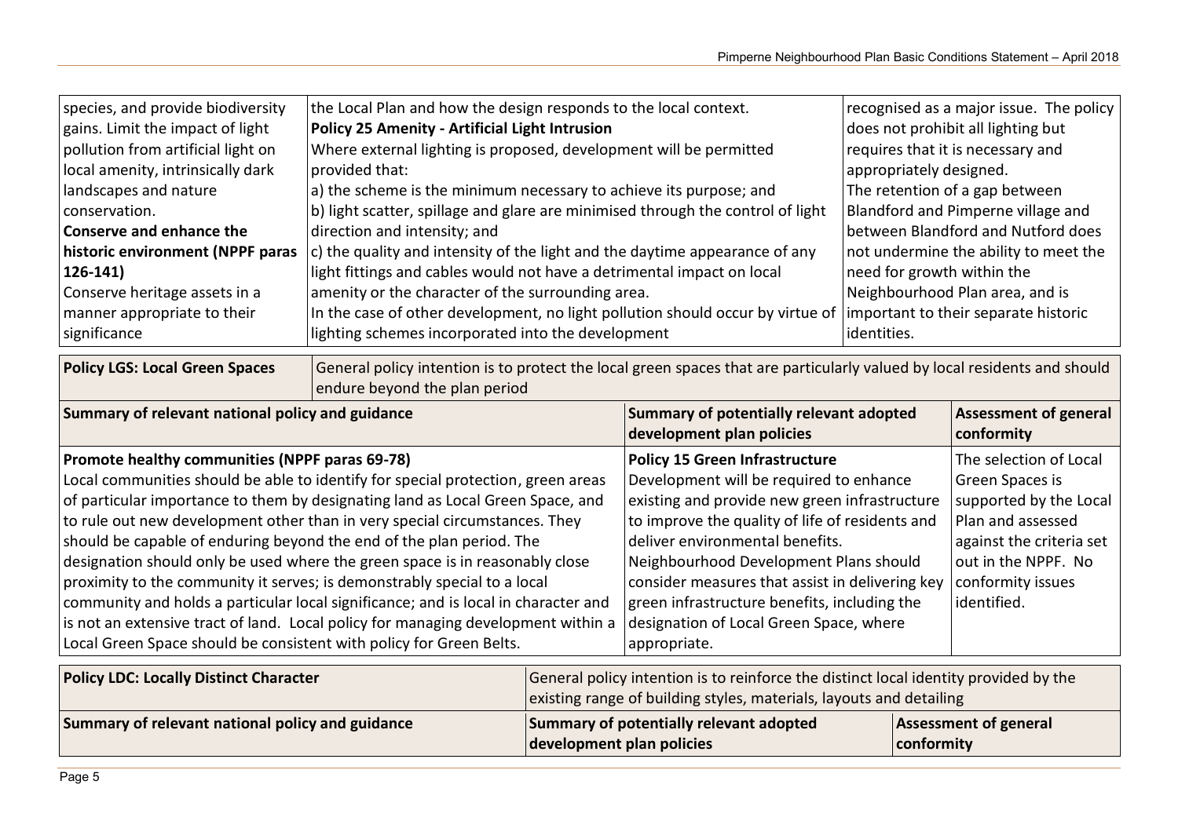| | | |
|---|---|---|
| species, and provide biodiversity gains. Limit the impact of light pollution from artificial light on local amenity, intrinsically dark landscapes and nature conservation.<br>**Conserve and enhance the historic environment (NPPF paras 126-141)**<br>Conserve heritage assets in a manner appropriate to their significance | the Local Plan and how the design responds to the local context.<br>**Policy 25 Amenity - Artificial Light Intrusion**<br>Where external lighting is proposed, development will be permitted provided that:<br>a) the scheme is the minimum necessary to achieve its purpose; and<br>b) light scatter, spillage and glare are minimised through the control of light direction and intensity; and<br>c) the quality and intensity of the light and the daytime appearance of any light fittings and cables would not have a detrimental impact on local amenity or the character of the surrounding area.<br>In the case of other development, no light pollution should occur by virtue of lighting schemes incorporated into the development | recognised as a major issue. The policy does not prohibit all lighting but requires that it is necessary and appropriately designed.<br>The retention of a gap between Blandford and Pimperne village and between Blandford and Nutford does not undermine the ability to meet the need for growth within the Neighbourhood Plan area, and is important to their separate historic identities. |

| **Policy LGS: Local Green Spaces** | General policy intention is to protect the local green spaces that are particularly valued by local residents and should endure beyond the plan period | |
|---|---|---|
| **Summary of relevant national policy and guidance** | **Summary of potentially relevant adopted development plan policies** | **Assessment of general conformity** |
| **Promote healthy communities (NPPF paras 69-78)**<br>Local communities should be able to identify for special protection, green areas of particular importance to them by designating land as Local Green Space, and to rule out new development other than in very special circumstances. They should be capable of enduring beyond the end of the plan period. The designation should only be used where the green space is in reasonably close proximity to the community it serves; is demonstrably special to a local community and holds a particular local significance; and is local in character and is not an extensive tract of land. Local policy for managing development within a Local Green Space should be consistent with policy for Green Belts. | **Policy 15 Green Infrastructure**<br>Development will be required to enhance existing and provide new green infrastructure to improve the quality of life of residents and deliver environmental benefits.<br>Neighbourhood Development Plans should consider measures that assist in delivering key green infrastructure benefits, including the designation of Local Green Space, where appropriate. | The selection of Local Green Spaces is supported by the Local Plan and assessed against the criteria set out in the NPPF. No conformity issues identified. |

| **Policy LDC: Locally Distinct Character** | General policy intention is to reinforce the distinct local identity provided by the existing range of building styles, materials, layouts and detailing | |
|---|---|---|
| **Summary of relevant national policy and guidance** | **Summary of potentially relevant adopted development plan policies** | **Assessment of general conformity** |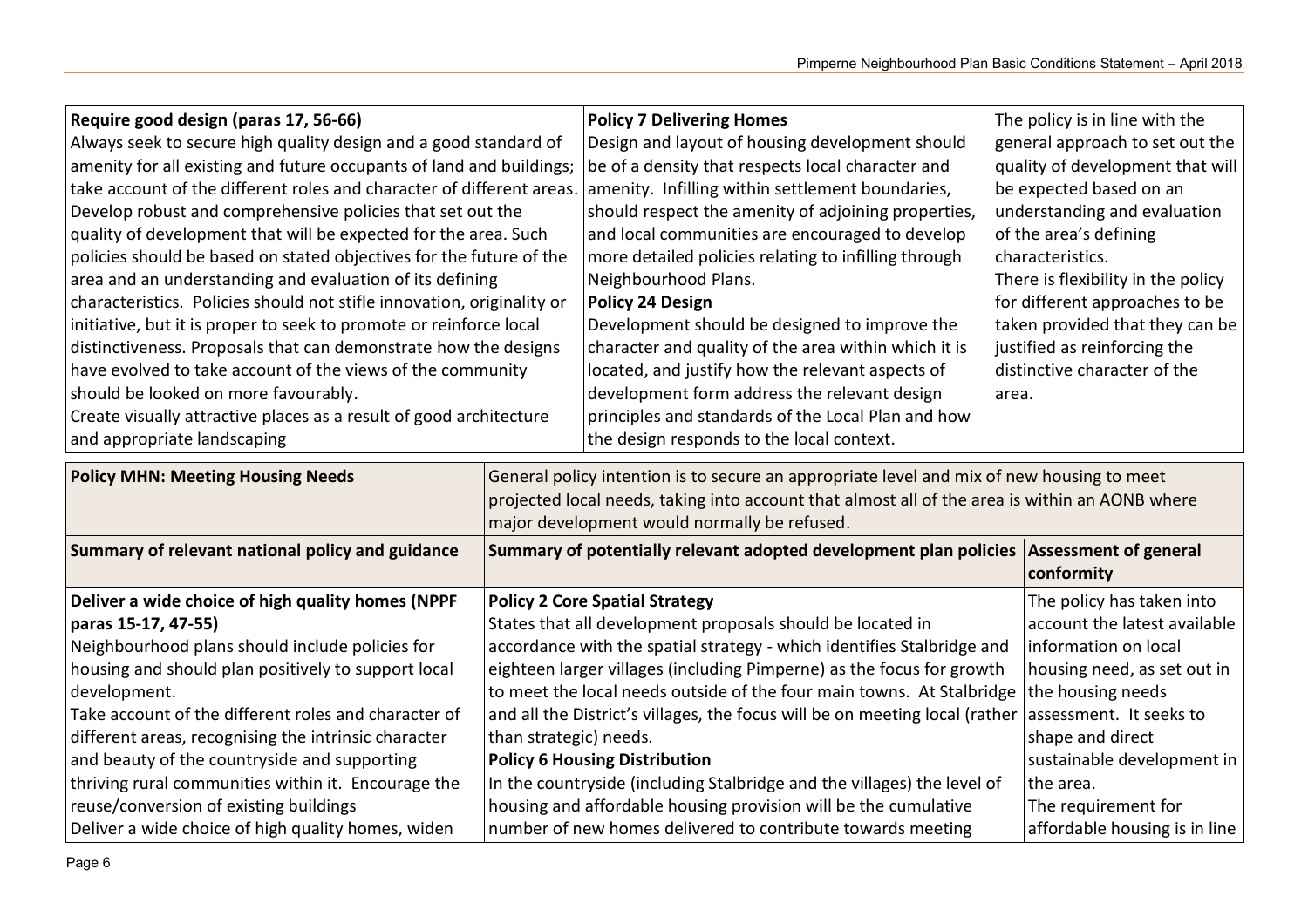| | | |
|---|---|---|
| **Require good design (paras 17, 56-66)**<br>Always seek to secure high quality design and a good standard of amenity for all existing and future occupants of land and buildings; take account of the different roles and character of different areas. Develop robust and comprehensive policies that set out the quality of development that will be expected for the area. Such policies should be based on stated objectives for the future of the area and an understanding and evaluation of its defining characteristics. Policies should not stifle innovation, originality or initiative, but it is proper to seek to promote or reinforce local distinctiveness. Proposals that can demonstrate how the designs have evolved to take account of the views of the community should be looked on more favourably.<br>Create visually attractive places as a result of good architecture and appropriate landscaping | **Policy 7 Delivering Homes**<br>Design and layout of housing development should be of a density that respects local character and amenity. Infilling within settlement boundaries, should respect the amenity of adjoining properties, and local communities are encouraged to develop more detailed policies relating to infilling through Neighbourhood Plans.<br>**Policy 24 Design**<br>Development should be designed to improve the character and quality of the area within which it is located, and justify how the relevant aspects of development form address the relevant design principles and standards of the Local Plan and how the design responds to the local context. | The policy is in line with the general approach to set out the quality of development that will be expected based on an understanding and evaluation of the area's defining characteristics.<br>There is flexibility in the policy for different approaches to be taken provided that they can be justified as reinforcing the distinctive character of the area. |

| **Policy MHN: Meeting Housing Needs** | General policy intention is to secure an appropriate level and mix of new housing to meet projected local needs, taking into account that almost all of the area is within an AONB where major development would normally be refused. | |
|---|---|---|
| **Summary of relevant national policy and guidance** | **Summary of potentially relevant adopted development plan policies** | **Assessment of general conformity** |
| **Deliver a wide choice of high quality homes (NPPF paras 15-17, 47-55)**<br>Neighbourhood plans should include policies for housing and should plan positively to support local development.<br>Take account of the different roles and character of different areas, recognising the intrinsic character and beauty of the countryside and supporting thriving rural communities within it. Encourage the reuse/conversion of existing buildings<br>Deliver a wide choice of high quality homes, widen | **Policy 2 Core Spatial Strategy**<br>States that all development proposals should be located in accordance with the spatial strategy - which identifies Stalbridge and eighteen larger villages (including Pimperne) as the focus for growth to meet the local needs outside of the four main towns. At Stalbridge and all the District's villages, the focus will be on meeting local (rather than strategic) needs.<br>**Policy 6 Housing Distribution**<br>In the countryside (including Stalbridge and the villages) the level of housing and affordable housing provision will be the cumulative number of new homes delivered to contribute towards meeting | The policy has taken into account the latest available information on local housing need, as set out in the housing needs assessment. It seeks to shape and direct sustainable development in the area.<br>The requirement for affordable housing is in line |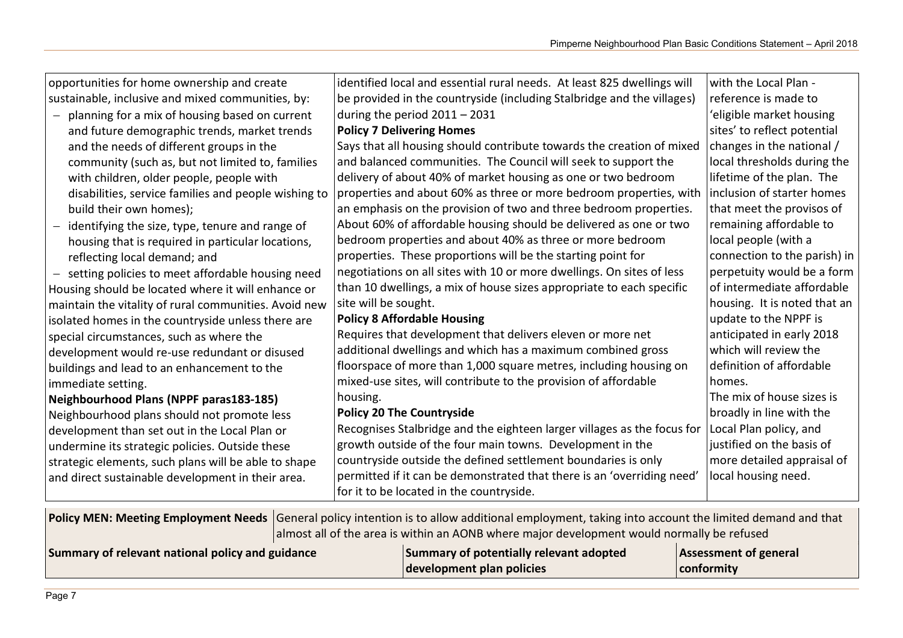| | | |
|---|---|---|
| opportunities for home ownership and create sustainable, inclusive and mixed communities, by:<br>– planning for a mix of housing based on current and future demographic trends, market trends and the needs of different groups in the community (such as, but not limited to, families with children, older people, people with disabilities, service families and people wishing to build their own homes);<br>– identifying the size, type, tenure and range of housing that is required in particular locations, reflecting local demand; and<br>– setting policies to meet affordable housing need<br>Housing should be located where it will enhance or maintain the vitality of rural communities. Avoid new isolated homes in the countryside unless there are special circumstances, such as where the development would re-use redundant or disused buildings and lead to an enhancement to the immediate setting.<br>**Neighbourhood Plans (NPPF paras183-185)**<br>Neighbourhood plans should not promote less development than set out in the Local Plan or undermine its strategic policies. Outside these strategic elements, such plans will be able to shape and direct sustainable development in their area. | identified local and essential rural needs. At least 825 dwellings will be provided in the countryside (including Stalbridge and the villages) during the period 2011 – 2031<br>**Policy 7 Delivering Homes**<br>Says that all housing should contribute towards the creation of mixed and balanced communities. The Council will seek to support the delivery of about 40% of market housing as one or two bedroom properties and about 60% as three or more bedroom properties, with an emphasis on the provision of two and three bedroom properties. About 60% of affordable housing should be delivered as one or two bedroom properties and about 40% as three or more bedroom properties. These proportions will be the starting point for negotiations on all sites with 10 or more dwellings. On sites of less than 10 dwellings, a mix of house sizes appropriate to each specific site will be sought.<br>**Policy 8 Affordable Housing**<br>Requires that development that delivers eleven or more net additional dwellings and which has a maximum combined gross floorspace of more than 1,000 square metres, including housing on mixed-use sites, will contribute to the provision of affordable housing.<br>**Policy 20 The Countryside**<br>Recognises Stalbridge and the eighteen larger villages as the focus for growth outside of the four main towns. Development in the countryside outside the defined settlement boundaries is only permitted if it can be demonstrated that there is an 'overriding need' for it to be located in the countryside. | with the Local Plan - reference is made to 'eligible market housing sites' to reflect potential changes in the national / local thresholds during the lifetime of the plan. The inclusion of starter homes that meet the provisos of remaining affordable to local people (with a connection to the parish) in perpetuity would be a form of intermediate affordable housing. It is noted that an update to the NPPF is anticipated in early 2018 which will review the definition of affordable homes.<br>The mix of house sizes is broadly in line with the Local Plan policy, and justified on the basis of more detailed appraisal of local housing need. |

| **Policy MEN: Meeting Employment Needs** | General policy intention is to allow additional employment, taking into account the limited demand and that almost all of the area is within an AONB where major development would normally be refused | |
|---|---|---|
| **Summary of relevant national policy and guidance** | **Summary of potentially relevant adopted development plan policies** | **Assessment of general conformity** |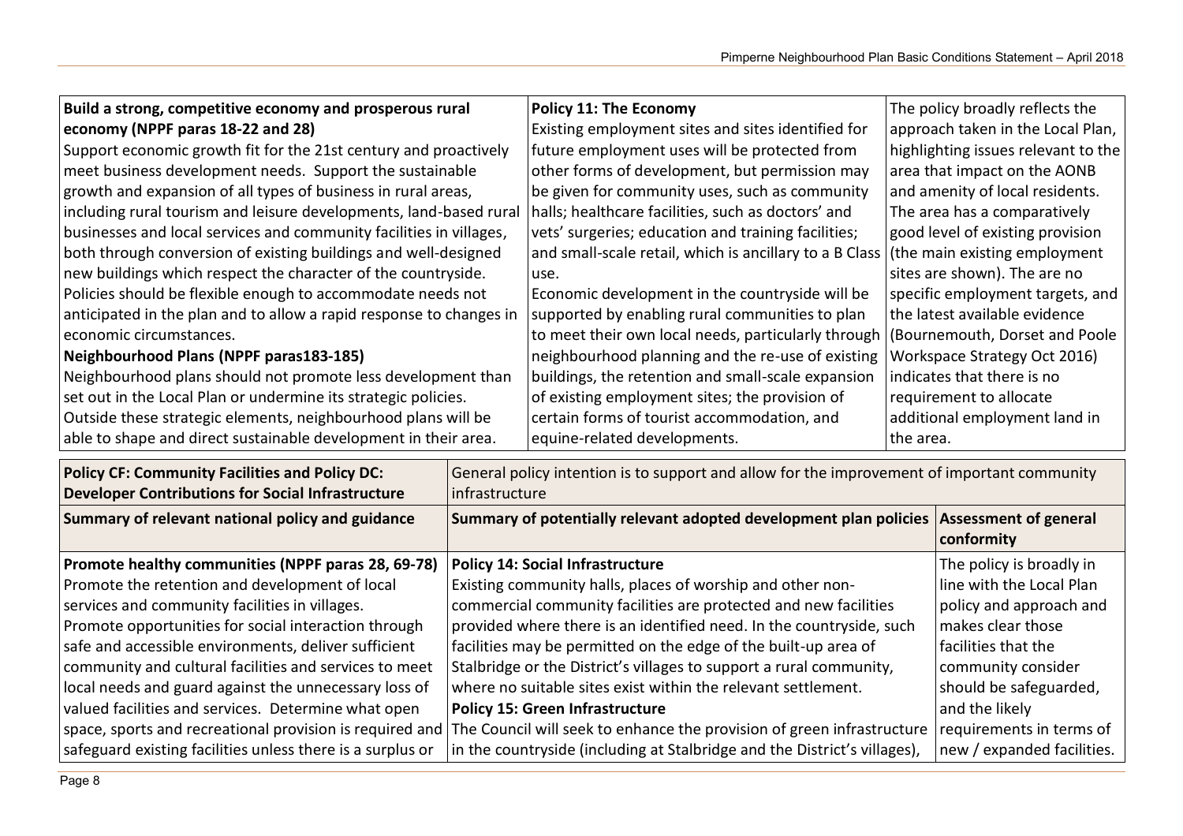| | | |
|---|---|---|
| **Build a strong, competitive economy and prosperous rural economy (NPPF paras 18-22 and 28)**<br>Support economic growth fit for the 21st century and proactively meet business development needs. Support the sustainable growth and expansion of all types of business in rural areas, including rural tourism and leisure developments, land-based rural businesses and local services and community facilities in villages, both through conversion of existing buildings and well-designed new buildings which respect the character of the countryside. Policies should be flexible enough to accommodate needs not anticipated in the plan and to allow a rapid response to changes in economic circumstances.<br>**Neighbourhood Plans (NPPF paras183-185)**<br>Neighbourhood plans should not promote less development than set out in the Local Plan or undermine its strategic policies. Outside these strategic elements, neighbourhood plans will be able to shape and direct sustainable development in their area. | **Policy 11: The Economy**<br>Existing employment sites and sites identified for future employment uses will be protected from other forms of development, but permission may be given for community uses, such as community halls; healthcare facilities, such as doctors' and vets' surgeries; education and training facilities; and small-scale retail, which is ancillary to a B Class use.<br>Economic development in the countryside will be supported by enabling rural communities to plan to meet their own local needs, particularly through neighbourhood planning and the re-use of existing buildings, the retention and small-scale expansion of existing employment sites; the provision of certain forms of tourist accommodation, and equine-related developments. | The policy broadly reflects the approach taken in the Local Plan, highlighting issues relevant to the area that impact on the AONB and amenity of local residents. The area has a comparatively good level of existing provision (the main existing employment sites are shown). The are no specific employment targets, and the latest available evidence (Bournemouth, Dorset and Poole Workspace Strategy Oct 2016) indicates that there is no requirement to allocate additional employment land in the area. |

| **Policy CF: Community Facilities and Policy DC: Developer Contributions for Social Infrastructure** | General policy intention is to support and allow for the improvement of important community infrastructure | |
|---|---|---|
| **Summary of relevant national policy and guidance** | **Summary of potentially relevant adopted development plan policies** | **Assessment of general conformity** |
| **Promote healthy communities (NPPF paras 28, 69-78)**<br>Promote the retention and development of local services and community facilities in villages.<br>Promote opportunities for social interaction through safe and accessible environments, deliver sufficient community and cultural facilities and services to meet local needs and guard against the unnecessary loss of valued facilities and services. Determine what open space, sports and recreational provision is required and safeguard existing facilities unless there is a surplus or | **Policy 14: Social Infrastructure**<br>Existing community halls, places of worship and other non-commercial community facilities are protected and new facilities provided where there is an identified need. In the countryside, such facilities may be permitted on the edge of the built-up area of Stalbridge or the District's villages to support a rural community, where no suitable sites exist within the relevant settlement.<br>**Policy 15: Green Infrastructure**<br>The Council will seek to enhance the provision of green infrastructure in the countryside (including at Stalbridge and the District's villages), | The policy is broadly in line with the Local Plan policy and approach and makes clear those facilities that the community consider should be safeguarded, and the likely requirements in terms of new / expanded facilities. |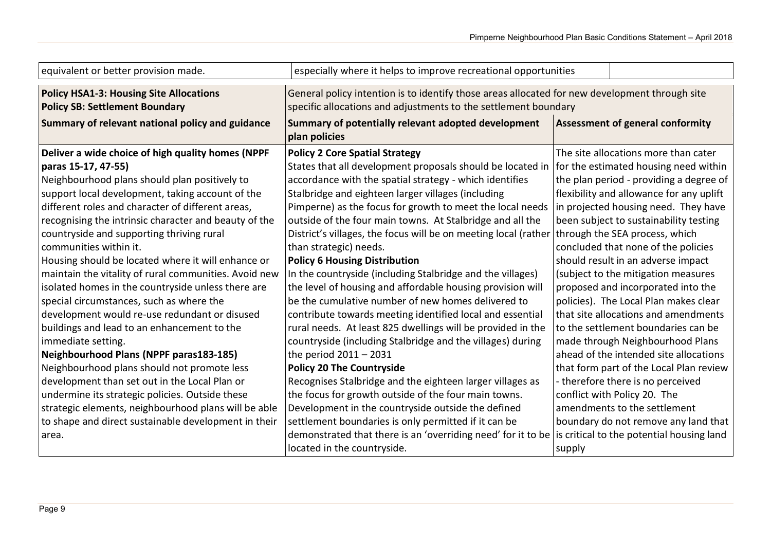| | | |
|---|---|---|
| equivalent or better provision made. | especially where it helps to improve recreational opportunities | |

| **Policy HSA1-3: Housing Site Allocations**<br>**Policy SB: Settlement Boundary** | General policy intention is to identify those areas allocated for new development through site specific allocations and adjustments to the settlement boundary | |
|---|---|---|
| **Summary of relevant national policy and guidance** | **Summary of potentially relevant adopted development plan policies** | **Assessment of general conformity** |
| **Deliver a wide choice of high quality homes (NPPF paras 15-17, 47-55)**<br>Neighbourhood plans should plan positively to support local development, taking account of the different roles and character of different areas, recognising the intrinsic character and beauty of the countryside and supporting thriving rural communities within it.<br>Housing should be located where it will enhance or maintain the vitality of rural communities. Avoid new isolated homes in the countryside unless there are special circumstances, such as where the development would re-use redundant or disused buildings and lead to an enhancement to the immediate setting.<br>**Neighbourhood Plans (NPPF paras183-185)**<br>Neighbourhood plans should not promote less development than set out in the Local Plan or undermine its strategic policies. Outside these strategic elements, neighbourhood plans will be able to shape and direct sustainable development in their area. | **Policy 2 Core Spatial Strategy**<br>States that all development proposals should be located in accordance with the spatial strategy - which identifies Stalbridge and eighteen larger villages (including Pimperne) as the focus for growth to meet the local needs outside of the four main towns. At Stalbridge and all the District's villages, the focus will be on meeting local (rather than strategic) needs.<br>**Policy 6 Housing Distribution**<br>In the countryside (including Stalbridge and the villages) the level of housing and affordable housing provision will be the cumulative number of new homes delivered to contribute towards meeting identified local and essential rural needs. At least 825 dwellings will be provided in the countryside (including Stalbridge and the villages) during the period 2011 – 2031<br>**Policy 20 The Countryside**<br>Recognises Stalbridge and the eighteen larger villages as the focus for growth outside of the four main towns. Development in the countryside outside the defined settlement boundaries is only permitted if it can be demonstrated that there is an 'overriding need' for it to be located in the countryside. | The site allocations more than cater for the estimated housing need within the plan period - providing a degree of flexibility and allowance for any uplift in projected housing need. They have been subject to sustainability testing through the SEA process, which concluded that none of the policies should result in an adverse impact (subject to the mitigation measures proposed and incorporated into the policies). The Local Plan makes clear that site allocations and amendments to the settlement boundaries can be made through Neighbourhood Plans ahead of the intended site allocations that form part of the Local Plan review - therefore there is no perceived conflict with Policy 20. The amendments to the settlement boundary do not remove any land that is critical to the potential housing land supply |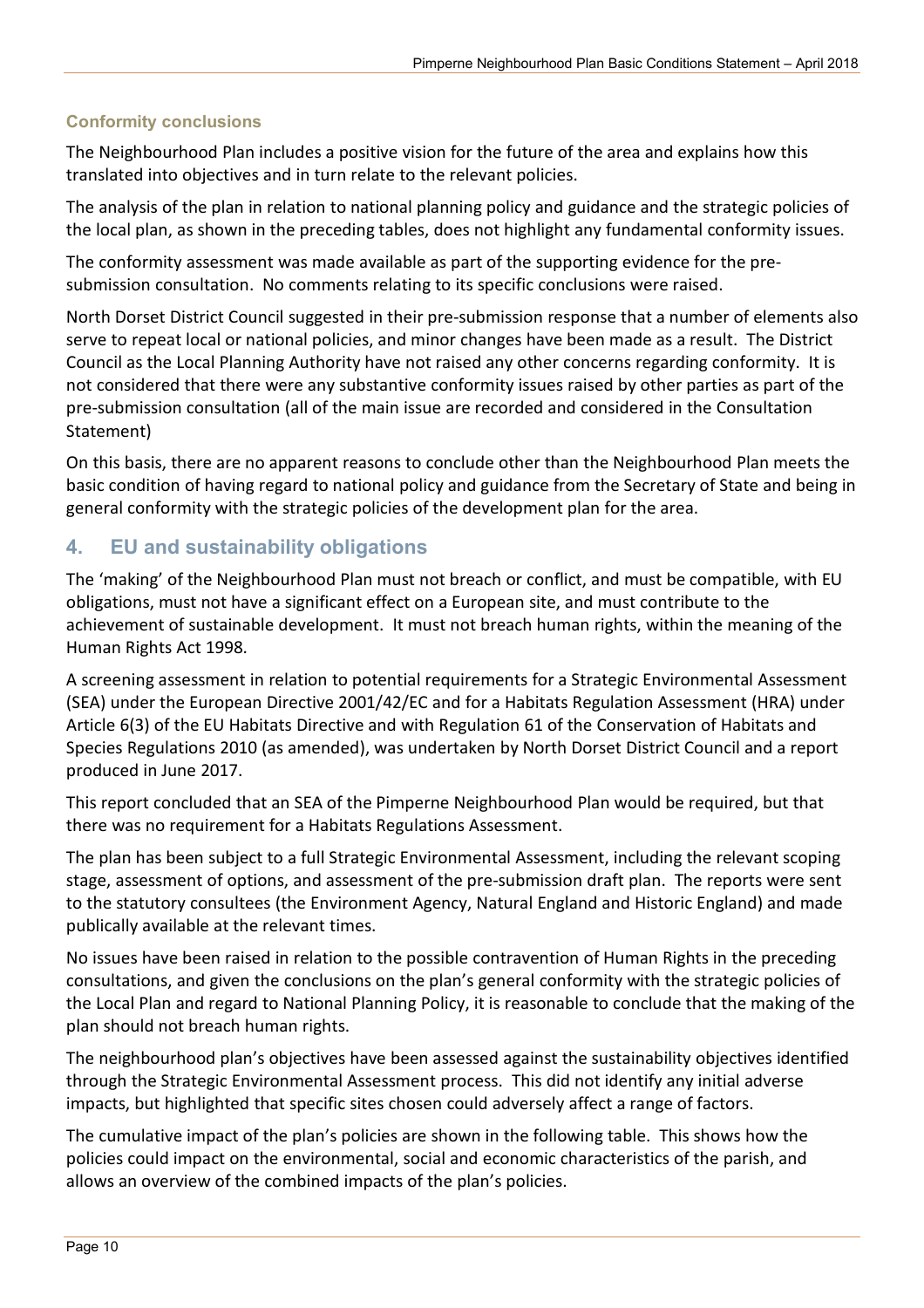### Conformity conclusions

The Neighbourhood Plan includes a positive vision for the future of the area and explains how this translated into objectives and in turn relate to the relevant policies.

The analysis of the plan in relation to national planning policy and guidance and the strategic policies of the local plan, as shown in the preceding tables, does not highlight any fundamental conformity issues.

The conformity assessment was made available as part of the supporting evidence for the pre-submission consultation. No comments relating to its specific conclusions were raised.

North Dorset District Council suggested in their pre-submission response that a number of elements also serve to repeat local or national policies, and minor changes have been made as a result. The District Council as the Local Planning Authority have not raised any other concerns regarding conformity. It is not considered that there were any substantive conformity issues raised by other parties as part of the pre-submission consultation (all of the main issue are recorded and considered in the Consultation Statement)

On this basis, there are no apparent reasons to conclude other than the Neighbourhood Plan meets the basic condition of having regard to national policy and guidance from the Secretary of State and being in general conformity with the strategic policies of the development plan for the area.

## 4. EU and sustainability obligations

The 'making' of the Neighbourhood Plan must not breach or conflict, and must be compatible, with EU obligations, must not have a significant effect on a European site, and must contribute to the achievement of sustainable development. It must not breach human rights, within the meaning of the Human Rights Act 1998.

A screening assessment in relation to potential requirements for a Strategic Environmental Assessment (SEA) under the European Directive 2001/42/EC and for a Habitats Regulation Assessment (HRA) under Article 6(3) of the EU Habitats Directive and with Regulation 61 of the Conservation of Habitats and Species Regulations 2010 (as amended), was undertaken by North Dorset District Council and a report produced in June 2017.

This report concluded that an SEA of the Pimperne Neighbourhood Plan would be required, but that there was no requirement for a Habitats Regulations Assessment.

The plan has been subject to a full Strategic Environmental Assessment, including the relevant scoping stage, assessment of options, and assessment of the pre-submission draft plan. The reports were sent to the statutory consultees (the Environment Agency, Natural England and Historic England) and made publically available at the relevant times.

No issues have been raised in relation to the possible contravention of Human Rights in the preceding consultations, and given the conclusions on the plan's general conformity with the strategic policies of the Local Plan and regard to National Planning Policy, it is reasonable to conclude that the making of the plan should not breach human rights.

The neighbourhood plan's objectives have been assessed against the sustainability objectives identified through the Strategic Environmental Assessment process. This did not identify any initial adverse impacts, but highlighted that specific sites chosen could adversely affect a range of factors.

The cumulative impact of the plan's policies are shown in the following table. This shows how the policies could impact on the environmental, social and economic characteristics of the parish, and allows an overview of the combined impacts of the plan's policies.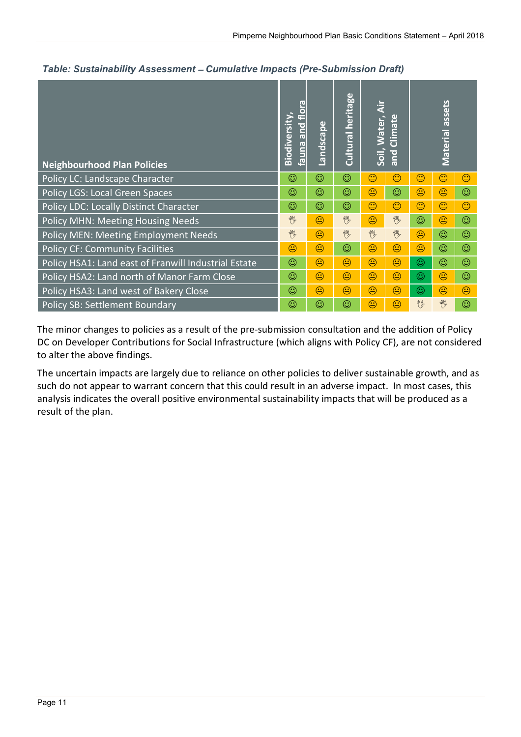*Table: Sustainability Assessment – Cumulative Impacts (Pre-Submission Draft)*

| Neighbourhood Plan Policies | Biodiversity, fauna and flora | Landscape | Cultural heritage | Soil, Water, Air and Climate | | Material assets | | |
|---|---|---|---|---|---|---|---|---|
| Policy LC: Landscape Character | ☺ | ☺ | ☺ | 😐 | 😐 | 😐 | 😐 | 😐 |
| Policy LGS: Local Green Spaces | ☺ | ☺ | ☺ | 😐 | ☺ | 😐 | 😐 | ☺ |
| Policy LDC: Locally Distinct Character | ☺ | ☺ | ☺ | 😐 | 😐 | 😐 | 😐 | 😐 |
| Policy MHN: Meeting Housing Needs | ✋ | 😐 | ✋ | 😐 | ✋ | ☺ | 😐 | ☺ |
| Policy MEN: Meeting Employment Needs | ✋ | 😐 | ✋ | ✋ | ✋ | 😐 | ☺ | ☺ |
| Policy CF: Community Facilities | 😐 | 😐 | ☺ | 😐 | 😐 | 😐 | ☺ | ☺ |
| Policy HSA1: Land east of Franwill Industrial Estate | ☺ | 😐 | 😐 | 😐 | 😐 | ☺ | ☺ | ☺ |
| Policy HSA2: Land north of Manor Farm Close | ☺ | 😐 | 😐 | 😐 | 😐 | ☺ | 😐 | ☺ |
| Policy HSA3: Land west of Bakery Close | ☺ | 😐 | 😐 | 😐 | 😐 | ☺ | 😐 | 😐 |
| Policy SB: Settlement Boundary | ☺ | ☺ | ☺ | 😐 | 😐 | ✋ | ✋ | ☺ |

The minor changes to policies as a result of the pre-submission consultation and the addition of Policy DC on Developer Contributions for Social Infrastructure (which aligns with Policy CF), are not considered to alter the above findings.

The uncertain impacts are largely due to reliance on other policies to deliver sustainable growth, and as such do not appear to warrant concern that this could result in an adverse impact. In most cases, this analysis indicates the overall positive environmental sustainability impacts that will be produced as a result of the plan.